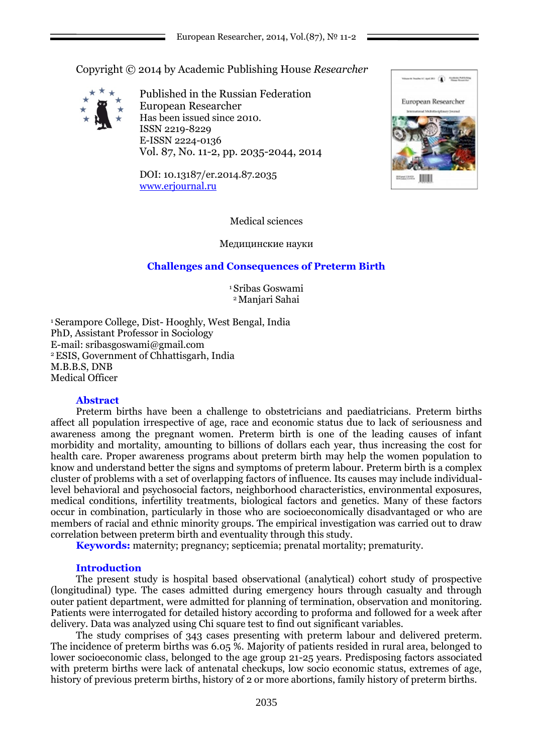Copyright © 2014 by Academic Publishing House *Researcher*

Published in the Russian Federation
European Researcher
Has been issued since 2010.
ISSN 2219-8229
E-ISSN 2224-0136
Vol. 87, No. 11-2, pp. 2035-2044, 2014

DOI: 10.13187/er.2014.87.2035
www.erjournal.ru

Medical sciences

Медицинские науки

# Challenges and Consequences of Preterm Birth

[1] Sribas Goswami
[2] Manjari Sahai

[1] Serampore College, Dist- Hooghly, West Bengal, India
PhD, Assistant Professor in Sociology
E-mail: sribasgoswami@gmail.com
[2] ESIS, Government of Chhattisgarh, India
M.B.B.S, DNB
Medical Officer

## Abstract

Preterm births have been a challenge to obstetricians and paediatricians. Preterm births affect all population irrespective of age, race and economic status due to lack of seriousness and awareness among the pregnant women. Preterm birth is one of the leading causes of infant morbidity and mortality, amounting to billions of dollars each year, thus increasing the cost for health care. Proper awareness programs about preterm birth may help the women population to know and understand better the signs and symptoms of preterm labour. Preterm birth is a complex cluster of problems with a set of overlapping factors of influence. Its causes may include individual-level behavioral and psychosocial factors, neighborhood characteristics, environmental exposures, medical conditions, infertility treatments, biological factors and genetics. Many of these factors occur in combination, particularly in those who are socioeconomically disadvantaged or who are members of racial and ethnic minority groups. The empirical investigation was carried out to draw correlation between preterm birth and eventuality through this study.

**Keywords:** maternity; pregnancy; septicemia; prenatal mortality; prematurity.

## Introduction

The present study is hospital based observational (analytical) cohort study of prospective (longitudinal) type. The cases admitted during emergency hours through casualty and through outer patient department, were admitted for planning of termination, observation and monitoring. Patients were interrogated for detailed history according to proforma and followed for a week after delivery. Data was analyzed using Chi square test to find out significant variables.

The study comprises of 343 cases presenting with preterm labour and delivered preterm. The incidence of preterm births was 6.05 %. Majority of patients resided in rural area, belonged to lower socioeconomic class, belonged to the age group 21-25 years. Predisposing factors associated with preterm births were lack of antenatal checkups, low socio economic status, extremes of age, history of previous preterm births, history of 2 or more abortions, family history of preterm births.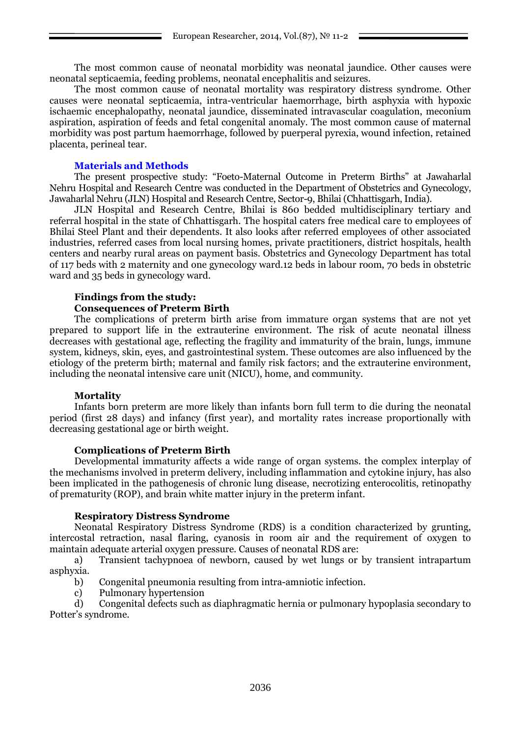The most common cause of neonatal morbidity was neonatal jaundice. Other causes were neonatal septicaemia, feeding problems, neonatal encephalitis and seizures.

The most common cause of neonatal mortality was respiratory distress syndrome. Other causes were neonatal septicaemia, intra-ventricular haemorrhage, birth asphyxia with hypoxic ischaemic encephalopathy, neonatal jaundice, disseminated intravascular coagulation, meconium aspiration, aspiration of feeds and fetal congenital anomaly. The most common cause of maternal morbidity was post partum haemorrhage, followed by puerperal pyrexia, wound infection, retained placenta, perineal tear.

## Materials and Methods

The present prospective study: "Foeto-Maternal Outcome in Preterm Births" at Jawaharlal Nehru Hospital and Research Centre was conducted in the Department of Obstetrics and Gynecology, Jawaharlal Nehru (JLN) Hospital and Research Centre, Sector-9, Bhilai (Chhattisgarh, India).

JLN Hospital and Research Centre, Bhilai is 860 bedded multidisciplinary tertiary and referral hospital in the state of Chhattisgarh. The hospital caters free medical care to employees of Bhilai Steel Plant and their dependents. It also looks after referred employees of other associated industries, referred cases from local nursing homes, private practitioners, district hospitals, health centers and nearby rural areas on payment basis. Obstetrics and Gynecology Department has total of 117 beds with 2 maternity and one gynecology ward.12 beds in labour room, 70 beds in obstetric ward and 35 beds in gynecology ward.

### Findings from the study:

### Consequences of Preterm Birth

The complications of preterm birth arise from immature organ systems that are not yet prepared to support life in the extrauterine environment. The risk of acute neonatal illness decreases with gestational age, reflecting the fragility and immaturity of the brain, lungs, immune system, kidneys, skin, eyes, and gastrointestinal system. These outcomes are also influenced by the etiology of the preterm birth; maternal and family risk factors; and the extrauterine environment, including the neonatal intensive care unit (NICU), home, and community.

### Mortality

Infants born preterm are more likely than infants born full term to die during the neonatal period (first 28 days) and infancy (first year), and mortality rates increase proportionally with decreasing gestational age or birth weight.

### Complications of Preterm Birth

Developmental immaturity affects a wide range of organ systems. the complex interplay of the mechanisms involved in preterm delivery, including inflammation and cytokine injury, has also been implicated in the pathogenesis of chronic lung disease, necrotizing enterocolitis, retinopathy of prematurity (ROP), and brain white matter injury in the preterm infant.

### Respiratory Distress Syndrome

Neonatal Respiratory Distress Syndrome (RDS) is a condition characterized by grunting, intercostal retraction, nasal flaring, cyanosis in room air and the requirement of oxygen to maintain adequate arterial oxygen pressure. Causes of neonatal RDS are:

a) Transient tachypnoea of newborn, caused by wet lungs or by transient intrapartum asphyxia.

b) Congenital pneumonia resulting from intra-amniotic infection.

c) Pulmonary hypertension

d) Congenital defects such as diaphragmatic hernia or pulmonary hypoplasia secondary to Potter's syndrome.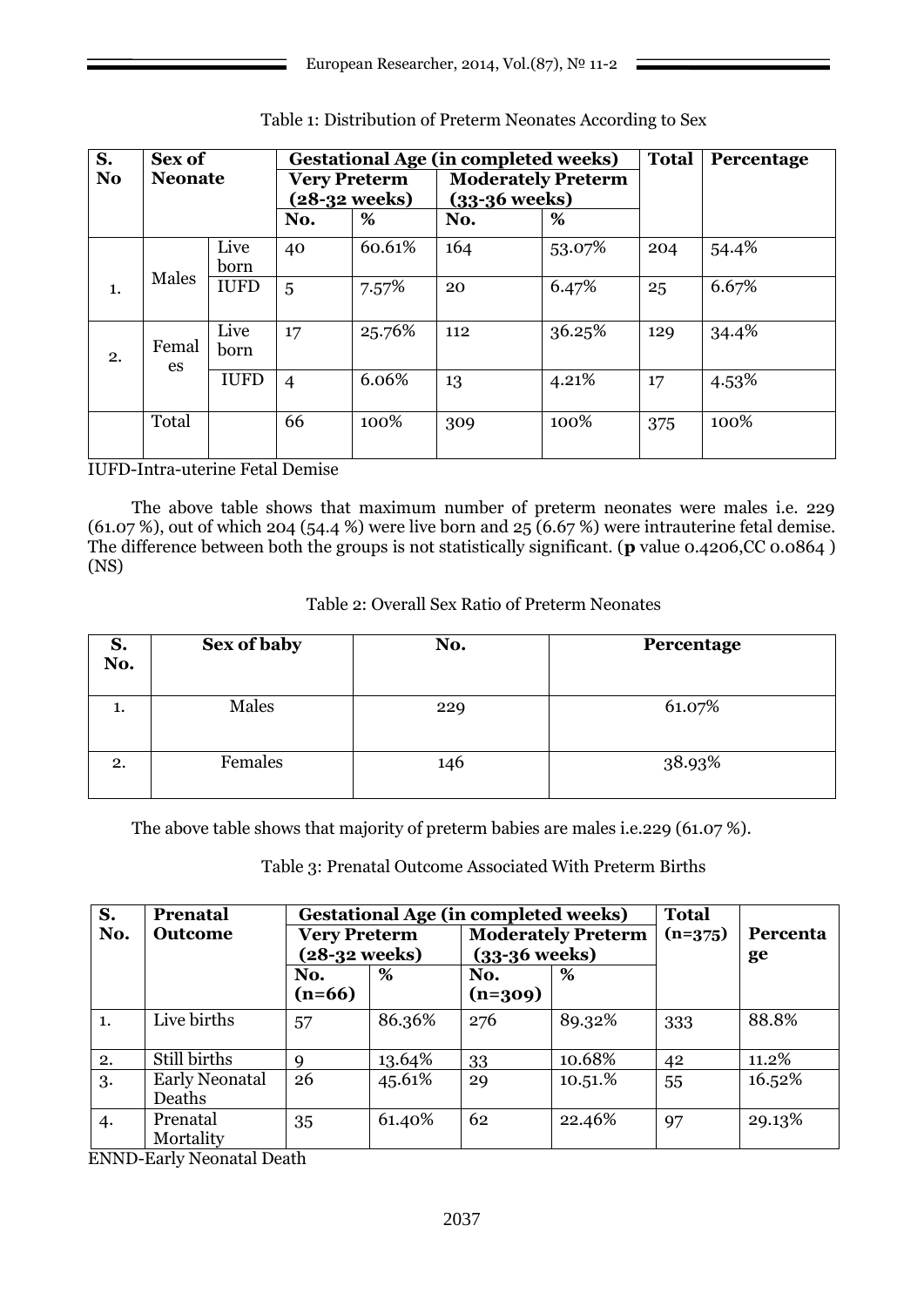Table 1: Distribution of Preterm Neonates According to Sex

| S. No | Sex of Neonate | | Gestational Age (in completed weeks) | | | | Total | Percentage |
|---|---|---|---|---|---|---|---|---|
| | | | Very Preterm (28-32 weeks) | | Moderately Preterm (33-36 weeks) | | | |
| | | | No. | % | No. | % | | |
| 1. | Males | Live born | 40 | 60.61% | 164 | 53.07% | 204 | 54.4% |
| | | IUFD | 5 | 7.57% | 20 | 6.47% | 25 | 6.67% |
| 2. | Females | Live born | 17 | 25.76% | 112 | 36.25% | 129 | 34.4% |
| | | IUFD | 4 | 6.06% | 13 | 4.21% | 17 | 4.53% |
| | Total | | 66 | 100% | 309 | 100% | 375 | 100% |

IUFD-Intra-uterine Fetal Demise

The above table shows that maximum number of preterm neonates were males i.e. 229 (61.07 %), out of which 204 (54.4 %) were live born and 25 (6.67 %) were intrauterine fetal demise. The difference between both the groups is not statistically significant. (**p** value 0.4206,CC 0.0864 ) (NS)

Table 2: Overall Sex Ratio of Preterm Neonates

| S. No. | Sex of baby | No. | Percentage |
|---|---|---|---|
| 1. | Males | 229 | 61.07% |
| 2. | Females | 146 | 38.93% |

The above table shows that majority of preterm babies are males i.e.229 (61.07 %).

Table 3: Prenatal Outcome Associated With Preterm Births

| S. No. | Prenatal Outcome | Gestational Age (in completed weeks) | | | | Total (n=375) | Percentage |
|---|---|---|---|---|---|---|---|
| | | Very Preterm (28-32 weeks) | | Moderately Preterm (33-36 weeks) | | | |
| | | No. (n=66) | % | No. (n=309) | % | | |
| 1. | Live births | 57 | 86.36% | 276 | 89.32% | 333 | 88.8% |
| 2. | Still births | 9 | 13.64% | 33 | 10.68% | 42 | 11.2% |
| 3. | Early Neonatal Deaths | 26 | 45.61% | 29 | 10.51.% | 55 | 16.52% |
| 4. | Prenatal Mortality | 35 | 61.40% | 62 | 22.46% | 97 | 29.13% |

ENND-Early Neonatal Death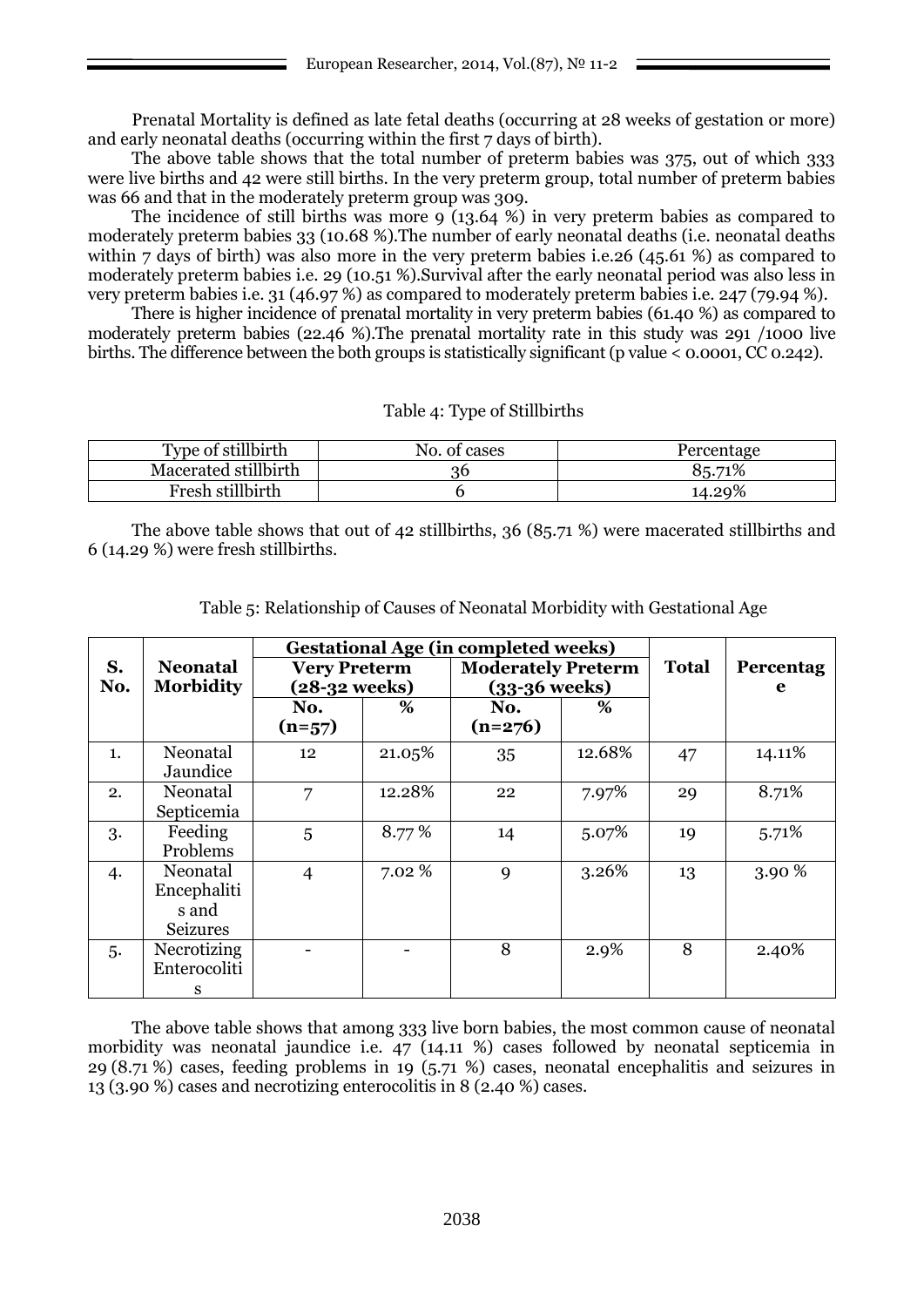Prenatal Mortality is defined as late fetal deaths (occurring at 28 weeks of gestation or more) and early neonatal deaths (occurring within the first 7 days of birth).

The above table shows that the total number of preterm babies was 375, out of which 333 were live births and 42 were still births. In the very preterm group, total number of preterm babies was 66 and that in the moderately preterm group was 309.

The incidence of still births was more 9 (13.64 %) in very preterm babies as compared to moderately preterm babies 33 (10.68 %).The number of early neonatal deaths (i.e. neonatal deaths within 7 days of birth) was also more in the very preterm babies i.e.26 (45.61 %) as compared to moderately preterm babies i.e. 29 (10.51 %).Survival after the early neonatal period was also less in very preterm babies i.e. 31 (46.97 %) as compared to moderately preterm babies i.e. 247 (79.94 %).

There is higher incidence of prenatal mortality in very preterm babies (61.40 %) as compared to moderately preterm babies (22.46 %).The prenatal mortality rate in this study was 291 /1000 live births. The difference between the both groups is statistically significant (p value < 0.0001, CC 0.242).

Table 4: Type of Stillbirths

| Type of stillbirth | No. of cases | Percentage |
|---|---|---|
| Macerated stillbirth | 36 | 85.71% |
| Fresh stillbirth | 6 | 14.29% |

The above table shows that out of 42 stillbirths, 36 (85.71 %) were macerated stillbirths and 6 (14.29 %) were fresh stillbirths.

Table 5: Relationship of Causes of Neonatal Morbidity with Gestational Age

| S. No. | Neonatal Morbidity | Gestational Age (in completed weeks) | | | | Total | Percentage |
|---|---|---|---|---|---|---|---|
| | | Very Preterm (28-32 weeks) | | Moderately Preterm (33-36 weeks) | | | |
| | | No. (n=57) | % | No. (n=276) | % | | |
| 1. | Neonatal Jaundice | 12 | 21.05% | 35 | 12.68% | 47 | 14.11% |
| 2. | Neonatal Septicemia | 7 | 12.28% | 22 | 7.97% | 29 | 8.71% |
| 3. | Feeding Problems | 5 | 8.77 % | 14 | 5.07% | 19 | 5.71% |
| 4. | Neonatal Encephalitis and Seizures | 4 | 7.02 % | 9 | 3.26% | 13 | 3.90 % |
| 5. | Necrotizing Enterocolitis | - | - | 8 | 2.9% | 8 | 2.40% |

The above table shows that among 333 live born babies, the most common cause of neonatal morbidity was neonatal jaundice i.e. 47 (14.11 %) cases followed by neonatal septicemia in 29 (8.71 %) cases, feeding problems in 19 (5.71 %) cases, neonatal encephalitis and seizures in 13 (3.90 %) cases and necrotizing enterocolitis in 8 (2.40 %) cases.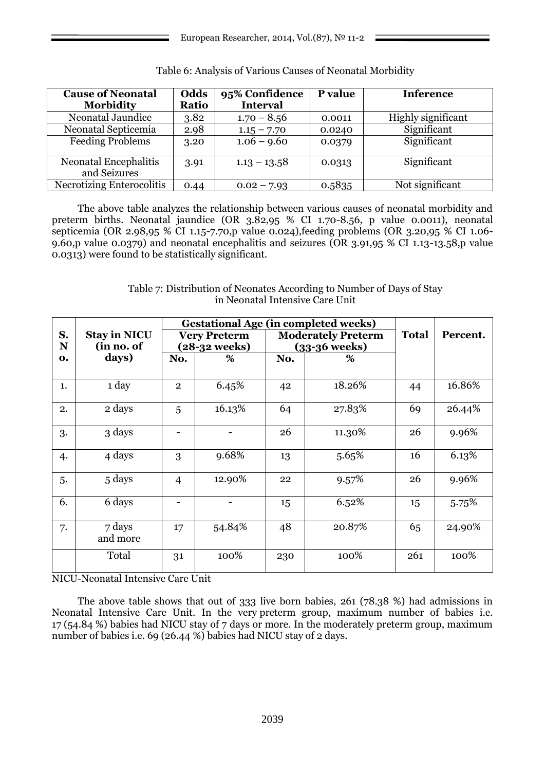Table 6: Analysis of Various Causes of Neonatal Morbidity

| Cause of Neonatal Morbidity | Odds Ratio | 95% Confidence Interval | P value | Inference |
|---|---|---|---|---|
| Neonatal Jaundice | 3.82 | 1.70 – 8.56 | 0.0011 | Highly significant |
| Neonatal Septicemia | 2.98 | 1.15 – 7.70 | 0.0240 | Significant |
| Feeding Problems | 3.20 | 1.06 – 9.60 | 0.0379 | Significant |
| Neonatal Encephalitis and Seizures | 3.91 | 1.13 – 13.58 | 0.0313 | Significant |
| Necrotizing Enterocolitis | 0.44 | 0.02 – 7.93 | 0.5835 | Not significant |

The above table analyzes the relationship between various causes of neonatal morbidity and preterm births. Neonatal jaundice (OR 3.82,95 % CI 1.70-8.56, p value 0.0011), neonatal septicemia (OR 2.98,95 % CI 1.15-7.70,p value 0.024),feeding problems (OR 3.20,95 % CI 1.06-9.60,p value 0.0379) and neonatal encephalitis and seizures (OR 3.91,95 % CI 1.13-13.58,p value 0.0313) were found to be statistically significant.

Table 7: Distribution of Neonates According to Number of Days of Stay in Neonatal Intensive Care Unit

| S. No. | Stay in NICU (in no. of days) | Gestational Age (in completed weeks) | | | | Total | Percent. |
|---|---|---|---|---|---|---|---|
| | | Very Preterm (28-32 weeks) | | Moderately Preterm (33-36 weeks) | | | |
| | | No. | % | No. | % | | |
| 1. | 1 day | 2 | 6.45% | 42 | 18.26% | 44 | 16.86% |
| 2. | 2 days | 5 | 16.13% | 64 | 27.83% | 69 | 26.44% |
| 3. | 3 days | - | - | 26 | 11.30% | 26 | 9.96% |
| 4. | 4 days | 3 | 9.68% | 13 | 5.65% | 16 | 6.13% |
| 5. | 5 days | 4 | 12.90% | 22 | 9.57% | 26 | 9.96% |
| 6. | 6 days | - | - | 15 | 6.52% | 15 | 5.75% |
| 7. | 7 days and more | 17 | 54.84% | 48 | 20.87% | 65 | 24.90% |
| | Total | 31 | 100% | 230 | 100% | 261 | 100% |

NICU-Neonatal Intensive Care Unit

The above table shows that out of 333 live born babies, 261 (78.38 %) had admissions in Neonatal Intensive Care Unit. In the very preterm group, maximum number of babies i.e. 17 (54.84 %) babies had NICU stay of 7 days or more. In the moderately preterm group, maximum number of babies i.e. 69 (26.44 %) babies had NICU stay of 2 days.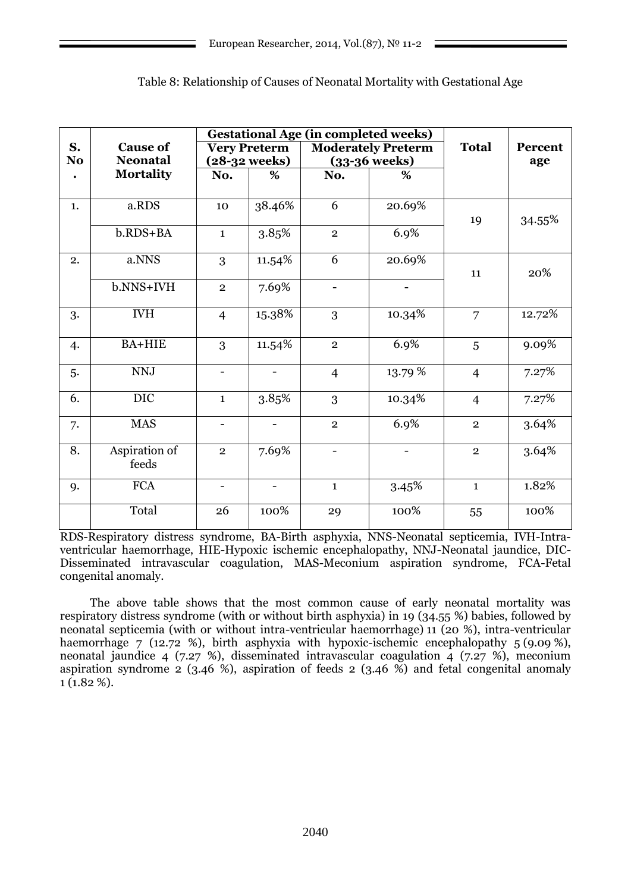Table 8: Relationship of Causes of Neonatal Mortality with Gestational Age

| S. No. | Cause of Neonatal Mortality | Gestational Age (in completed weeks) | | | | Total | Percent age |
|---|---|---|---|---|---|---|---|
| | | Very Preterm (28-32 weeks) | | Moderately Preterm (33-36 weeks) | | | |
| | | No. | % | No. | % | | |
| 1. | a.RDS | 10 | 38.46% | 6 | 20.69% | 19 | 34.55% |
| | b.RDS+BA | 1 | 3.85% | 2 | 6.9% | | |
| 2. | a.NNS | 3 | 11.54% | 6 | 20.69% | 11 | 20% |
| | b.NNS+IVH | 2 | 7.69% | - | - | | |
| 3. | IVH | 4 | 15.38% | 3 | 10.34% | 7 | 12.72% |
| 4. | BA+HIE | 3 | 11.54% | 2 | 6.9% | 5 | 9.09% |
| 5. | NNJ | - | - | 4 | 13.79 % | 4 | 7.27% |
| 6. | DIC | 1 | 3.85% | 3 | 10.34% | 4 | 7.27% |
| 7. | MAS | - | - | 2 | 6.9% | 2 | 3.64% |
| 8. | Aspiration of feeds | 2 | 7.69% | - | - | 2 | 3.64% |
| 9. | FCA | - | - | 1 | 3.45% | 1 | 1.82% |
| | Total | 26 | 100% | 29 | 100% | 55 | 100% |

RDS-Respiratory distress syndrome, BA-Birth asphyxia, NNS-Neonatal septicemia, IVH-Intra-ventricular haemorrhage, HIE-Hypoxic ischemic encephalopathy, NNJ-Neonatal jaundice, DIC-Disseminated intravascular coagulation, MAS-Meconium aspiration syndrome, FCA-Fetal congenital anomaly.

The above table shows that the most common cause of early neonatal mortality was respiratory distress syndrome (with or without birth asphyxia) in 19 (34.55 %) babies, followed by neonatal septicemia (with or without intra-ventricular haemorrhage) 11 (20 %), intra-ventricular haemorrhage 7 (12.72 %), birth asphyxia with hypoxic-ischemic encephalopathy 5 (9.09 %), neonatal jaundice 4 (7.27 %), disseminated intravascular coagulation 4 (7.27 %), meconium aspiration syndrome 2 (3.46 %), aspiration of feeds 2 (3.46 %) and fetal congenital anomaly 1 (1.82 %).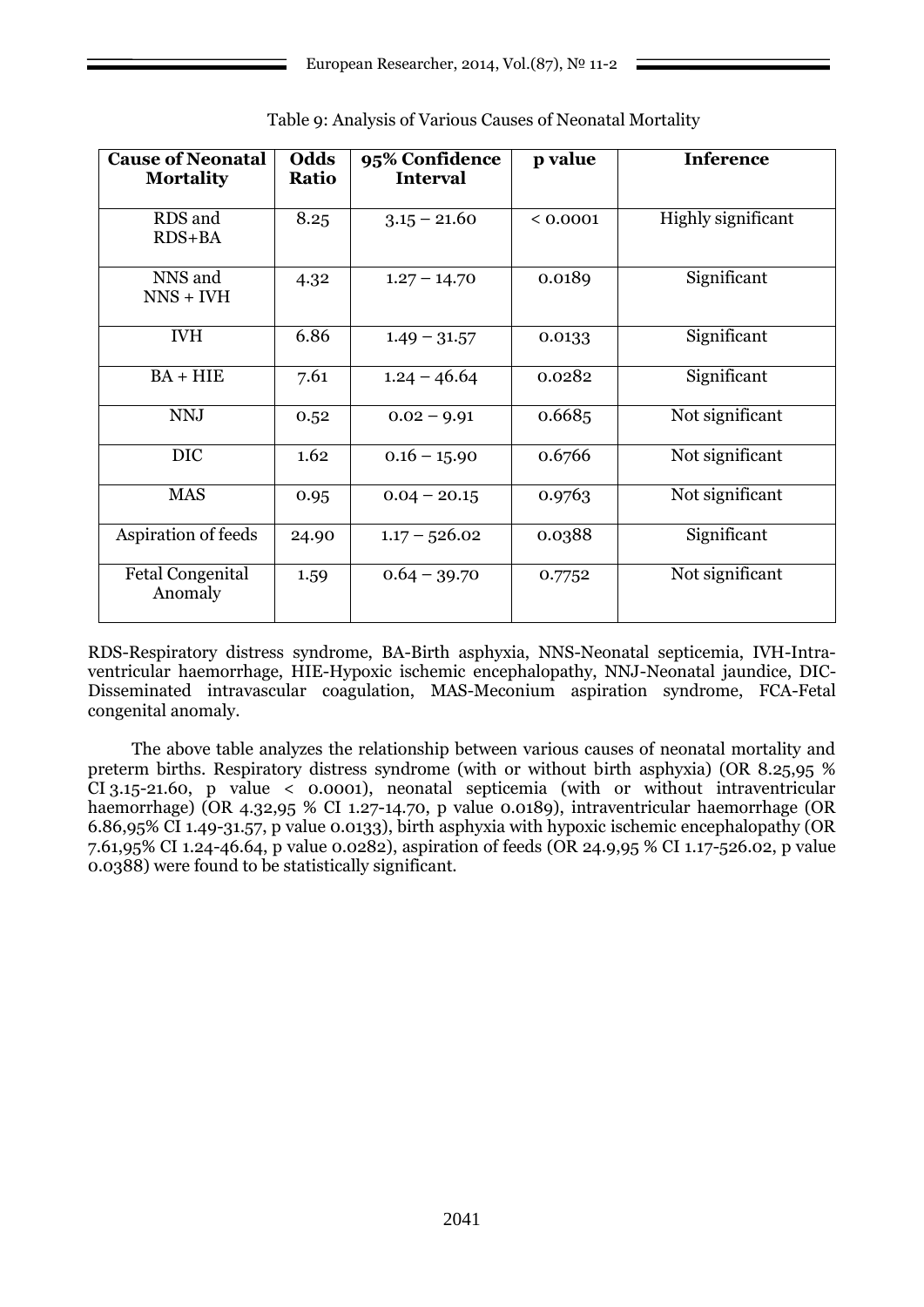Table 9: Analysis of Various Causes of Neonatal Mortality

| Cause of Neonatal Mortality | Odds Ratio | 95% Confidence Interval | p value | Inference |
|---|---|---|---|---|
| RDS and RDS+BA | 8.25 | 3.15 – 21.60 | < 0.0001 | Highly significant |
| NNS and NNS + IVH | 4.32 | 1.27 – 14.70 | 0.0189 | Significant |
| IVH | 6.86 | 1.49 – 31.57 | 0.0133 | Significant |
| BA + HIE | 7.61 | 1.24 – 46.64 | 0.0282 | Significant |
| NNJ | 0.52 | 0.02 – 9.91 | 0.6685 | Not significant |
| DIC | 1.62 | 0.16 – 15.90 | 0.6766 | Not significant |
| MAS | 0.95 | 0.04 – 20.15 | 0.9763 | Not significant |
| Aspiration of feeds | 24.90 | 1.17 – 526.02 | 0.0388 | Significant |
| Fetal Congenital Anomaly | 1.59 | 0.64 – 39.70 | 0.7752 | Not significant |

RDS-Respiratory distress syndrome, BA-Birth asphyxia, NNS-Neonatal septicemia, IVH-Intra-ventricular haemorrhage, HIE-Hypoxic ischemic encephalopathy, NNJ-Neonatal jaundice, DIC-Disseminated intravascular coagulation, MAS-Meconium aspiration syndrome, FCA-Fetal congenital anomaly.

The above table analyzes the relationship between various causes of neonatal mortality and preterm births. Respiratory distress syndrome (with or without birth asphyxia) (OR 8.25,95 % CI 3.15-21.60, p value < 0.0001), neonatal septicemia (with or without intraventricular haemorrhage) (OR 4.32,95 % CI 1.27-14.70, p value 0.0189), intraventricular haemorrhage (OR 6.86,95% CI 1.49-31.57, p value 0.0133), birth asphyxia with hypoxic ischemic encephalopathy (OR 7.61,95% CI 1.24-46.64, p value 0.0282), aspiration of feeds (OR 24.9,95 % CI 1.17-526.02, p value 0.0388) were found to be statistically significant.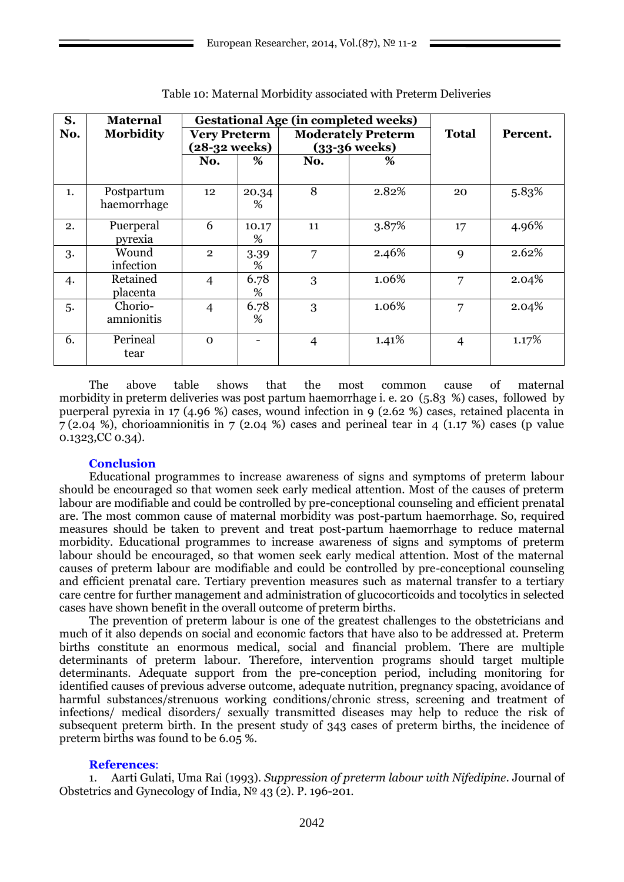Table 10: Maternal Morbidity associated with Preterm Deliveries

| S. No. | Maternal Morbidity | Gestational Age (in completed weeks) | | | | Total | Percent. |
|---|---|---|---|---|---|---|---|
| | | Very Preterm (28-32 weeks) | | Moderately Preterm (33-36 weeks) | | | |
| | | No. | % | No. | % | | |
| 1. | Postpartum haemorrhage | 12 | 20.34 % | 8 | 2.82% | 20 | 5.83% |
| 2. | Puerperal pyrexia | 6 | 10.17 % | 11 | 3.87% | 17 | 4.96% |
| 3. | Wound infection | 2 | 3.39 % | 7 | 2.46% | 9 | 2.62% |
| 4. | Retained placenta | 4 | 6.78 % | 3 | 1.06% | 7 | 2.04% |
| 5. | Chorio-amnionitis | 4 | 6.78 % | 3 | 1.06% | 7 | 2.04% |
| 6. | Perineal tear | 0 | - | 4 | 1.41% | 4 | 1.17% |

The above table shows that the most common cause of maternal morbidity in preterm deliveries was post partum haemorrhage i. e. 20 (5.83 %) cases, followed by puerperal pyrexia in 17 (4.96 %) cases, wound infection in 9 (2.62 %) cases, retained placenta in 7 (2.04 %), chorioamnionitis in 7 (2.04 %) cases and perineal tear in 4 (1.17 %) cases (p value 0.1323,CC 0.34).

## Conclusion

Educational programmes to increase awareness of signs and symptoms of preterm labour should be encouraged so that women seek early medical attention. Most of the causes of preterm labour are modifiable and could be controlled by pre-conceptional counseling and efficient prenatal are. The most common cause of maternal morbidity was post-partum haemorrhage. So, required measures should be taken to prevent and treat post-partum haemorrhage to reduce maternal morbidity. Educational programmes to increase awareness of signs and symptoms of preterm labour should be encouraged, so that women seek early medical attention. Most of the maternal causes of preterm labour are modifiable and could be controlled by pre-conceptional counseling and efficient prenatal care. Tertiary prevention measures such as maternal transfer to a tertiary care centre for further management and administration of glucocorticoids and tocolytics in selected cases have shown benefit in the overall outcome of preterm births.

The prevention of preterm labour is one of the greatest challenges to the obstetricians and much of it also depends on social and economic factors that have also to be addressed at. Preterm births constitute an enormous medical, social and financial problem. There are multiple determinants of preterm labour. Therefore, intervention programs should target multiple determinants. Adequate support from the pre-conception period, including monitoring for identified causes of previous adverse outcome, adequate nutrition, pregnancy spacing, avoidance of harmful substances/strenuous working conditions/chronic stress, screening and treatment of infections/ medical disorders/ sexually transmitted diseases may help to reduce the risk of subsequent preterm birth. In the present study of 343 cases of preterm births, the incidence of preterm births was found to be 6.05 %.

## References:

1. Aarti Gulati, Uma Rai (1993). *Suppression of preterm labour with Nifedipine*. Journal of Obstetrics and Gynecology of India, № 43 (2). P. 196-201.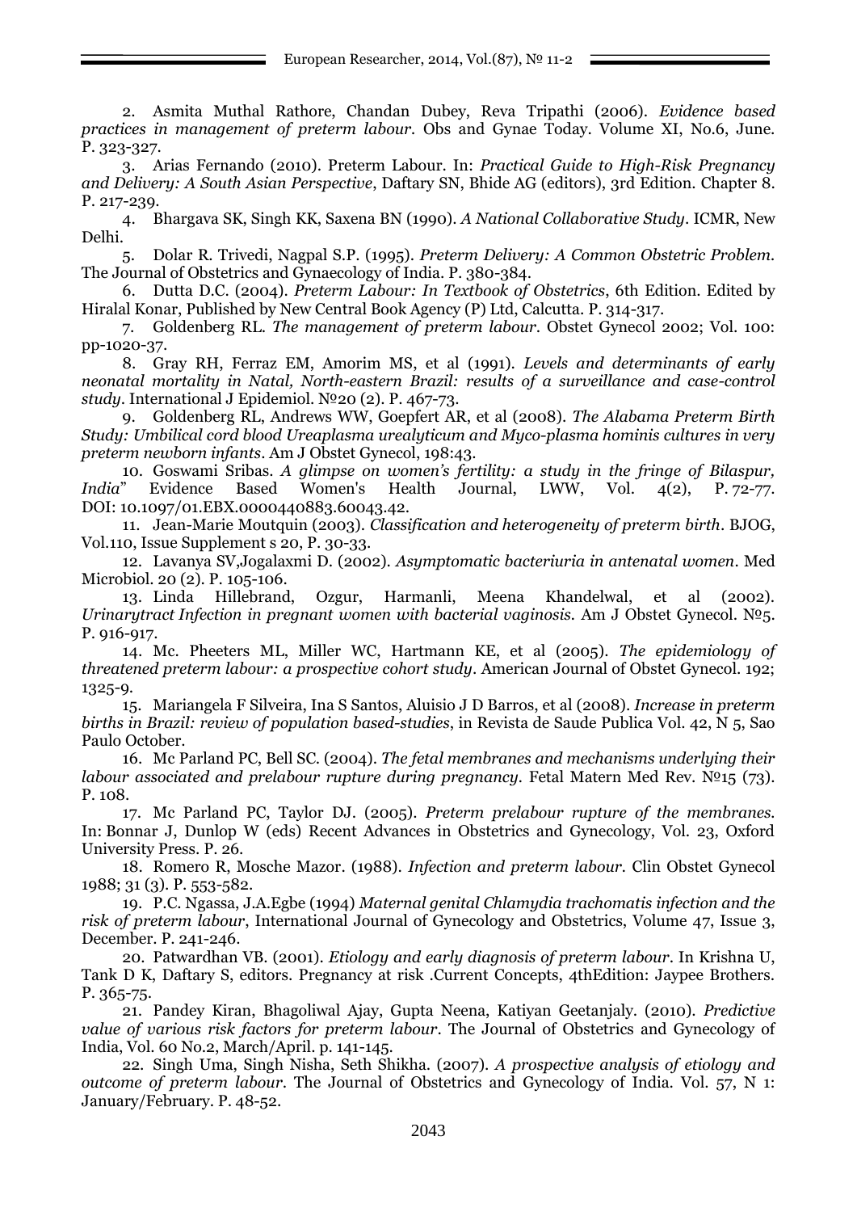2. Asmita Muthal Rathore, Chandan Dubey, Reva Tripathi (2006). *Evidence based practices in management of preterm labour*. Obs and Gynae Today. Volume XI, No.6, June. P. 323-327.

3. Arias Fernando (2010). Preterm Labour. In: *Practical Guide to High-Risk Pregnancy and Delivery: A South Asian Perspective*, Daftary SN, Bhide AG (editors), 3rd Edition. Chapter 8. P. 217-239.

4. Bhargava SK, Singh KK, Saxena BN (1990). *A National Collaborative Study*. ICMR, New Delhi.

5. Dolar R. Trivedi, Nagpal S.P. (1995). *Preterm Delivery: A Common Obstetric Problem*. The Journal of Obstetrics and Gynaecology of India. P. 380-384.

6. Dutta D.C. (2004). *Preterm Labour: In Textbook of Obstetrics*, 6th Edition. Edited by Hiralal Konar, Published by New Central Book Agency (P) Ltd, Calcutta. P. 314-317.

7. Goldenberg RL. *The management of preterm labour*. Obstet Gynecol 2002; Vol. 100: pp-1020-37.

8. Gray RH, Ferraz EM, Amorim MS, et al (1991). *Levels and determinants of early neonatal mortality in Natal, North-eastern Brazil: results of a surveillance and case-control study*. International J Epidemiol. №20 (2). P. 467-73.

9. Goldenberg RL, Andrews WW, Goepfert AR, et al (2008). *The Alabama Preterm Birth Study: Umbilical cord blood Ureaplasma urealyticum and Myco-plasma hominis cultures in very preterm newborn infants*. Am J Obstet Gynecol, 198:43.

10. Goswami Sribas. *A glimpse on women's fertility: a study in the fringe of Bilaspur, India*" Evidence Based Women's Health Journal, LWW, Vol. 4(2), P. 72-77. DOI: 10.1097/01.EBX.0000440883.60043.42.

11. Jean-Marie Moutquin (2003). *Classification and heterogeneity of preterm birth*. BJOG, Vol.110, Issue Supplement s 20, P. 30-33.

12. Lavanya SV,Jogalaxmi D. (2002). *Asymptomatic bacteriuria in antenatal women*. Med Microbiol. 20 (2). P. 105-106.

13. Linda Hillebrand, Ozgur, Harmanli, Meena Khandelwal, et al (2002). *Urinarytract Infection in pregnant women with bacterial vaginosis*. Am J Obstet Gynecol. №5. P. 916-917.

14. Mc. Pheeters ML, Miller WC, Hartmann KE, et al (2005). *The epidemiology of threatened preterm labour: a prospective cohort study*. American Journal of Obstet Gynecol. 192; 1325-9.

15. Mariangela F Silveira, Ina S Santos, Aluisio J D Barros, et al (2008). *Increase in preterm births in Brazil: review of population based-studies*, in Revista de Saude Publica Vol. 42, N 5, Sao Paulo October.

16. Mc Parland PC, Bell SC. (2004). *The fetal membranes and mechanisms underlying their labour associated and prelabour rupture during pregnancy*. Fetal Matern Med Rev. №15 (73). P. 108.

17. Mc Parland PC, Taylor DJ. (2005). *Preterm prelabour rupture of the membranes*. In: Bonnar J, Dunlop W (eds) Recent Advances in Obstetrics and Gynecology, Vol. 23, Oxford University Press. P. 26.

18. Romero R, Mosche Mazor. (1988). *Infection and preterm labour*. Clin Obstet Gynecol 1988; 31 (3). P. 553-582.

19. P.C. Ngassa, J.A.Egbe (1994) *Maternal genital Chlamydia trachomatis infection and the risk of preterm labour*, International Journal of Gynecology and Obstetrics, Volume 47, Issue 3, December. P. 241-246.

20. Patwardhan VB. (2001). *Etiology and early diagnosis of preterm labour*. In Krishna U, Tank D K, Daftary S, editors. Pregnancy at risk .Current Concepts, 4thEdition: Jaypee Brothers. P. 365-75.

21. Pandey Kiran, Bhagoliwal Ajay, Gupta Neena, Katiyan Geetanjaly. (2010). *Predictive value of various risk factors for preterm labour*. The Journal of Obstetrics and Gynecology of India, Vol. 60 No.2, March/April. p. 141-145.

22. Singh Uma, Singh Nisha, Seth Shikha. (2007). *A prospective analysis of etiology and outcome of preterm labour*. The Journal of Obstetrics and Gynecology of India. Vol. 57, N 1: January/February. P. 48-52.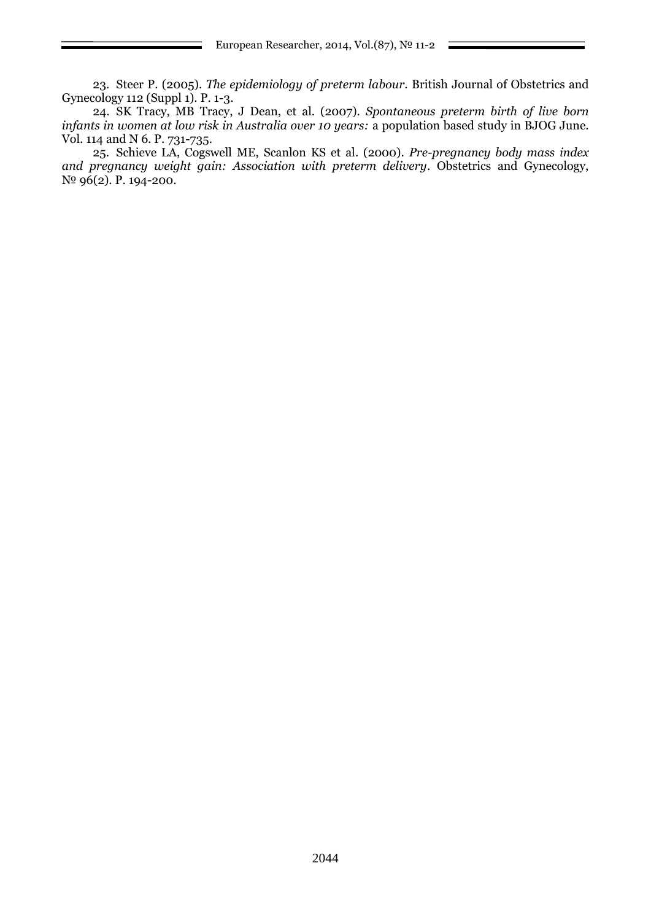23. Steer P. (2005). *The epidemiology of preterm labour*. British Journal of Obstetrics and Gynecology 112 (Suppl 1). P. 1-3.

24. SK Tracy, MB Tracy, J Dean, et al. (2007). *Spontaneous preterm birth of live born infants in women at low risk in Australia over 10 years:* a population based study in BJOG June. Vol. 114 and N 6. P. 731-735.

25. Schieve LA, Cogswell ME, Scanlon KS et al. (2000). *Pre-pregnancy body mass index and pregnancy weight gain: Association with preterm delivery*. Obstetrics and Gynecology, № 96(2). P. 194-200.